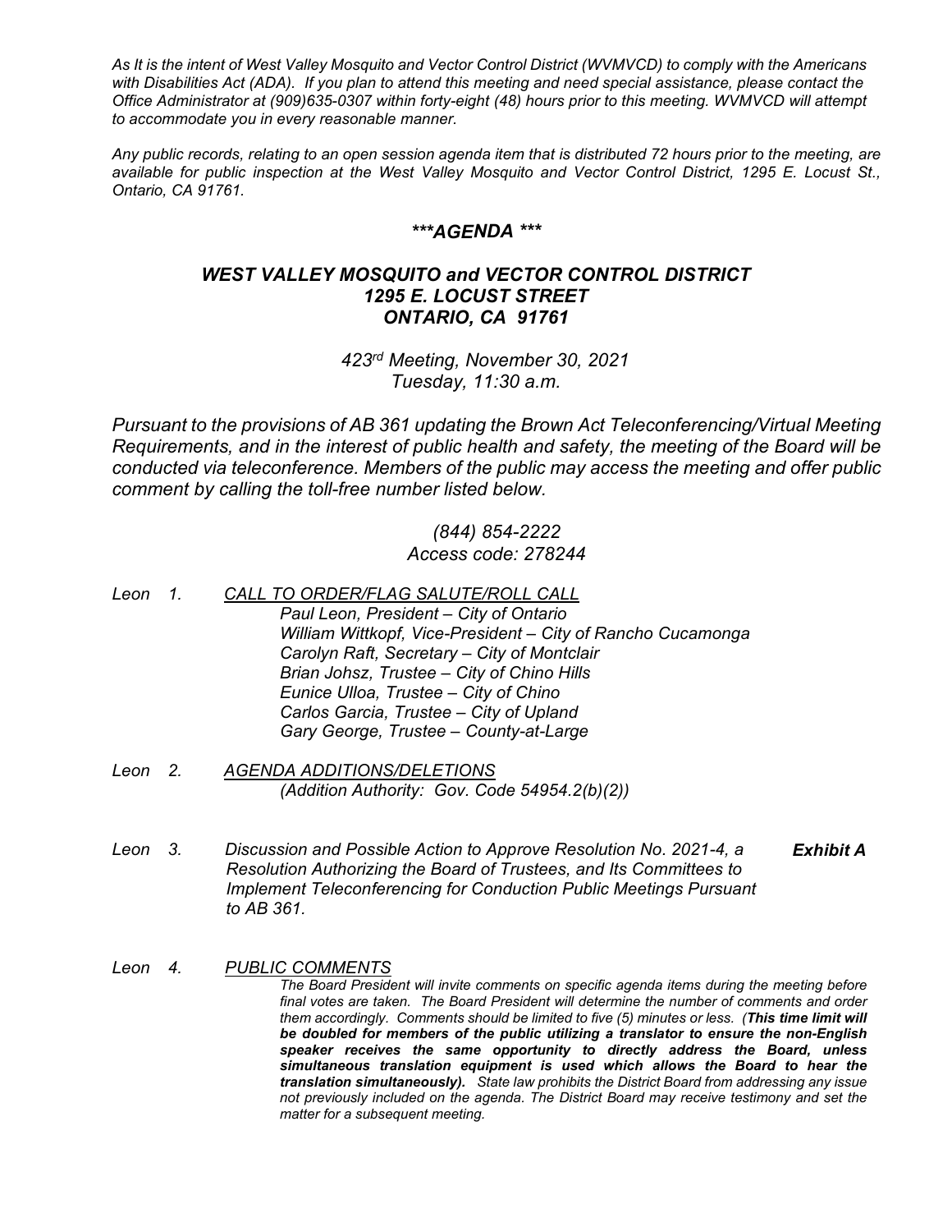*As It is the intent of West Valley Mosquito and Vector Control District (WVMVCD) to comply with the Americans with Disabilities Act (ADA). If you plan to attend this meeting and need special assistance, please contact the Office Administrator at (909)635-0307 within forty-eight (48) hours prior to this meeting. WVMVCD will attempt to accommodate you in every reasonable manner.*

*Any public records, relating to an open session agenda item that is distributed 72 hours prior to the meeting, are available for public inspection at the West Valley Mosquito and Vector Control District, 1295 E. Locust St., Ontario, CA 91761.*

# *\*\*\*AGENDA \*\*\**

## *WEST VALLEY MOSQUITO and VECTOR CONTROL DISTRICT*
## *1295 E. LOCUST STREET*
## *ONTARIO, CA 91761*

*423rd Meeting, November 30, 2021*
*Tuesday, 11:30 a.m.*

*Pursuant to the provisions of AB 361 updating the Brown Act Teleconferencing/Virtual Meeting Requirements, and in the interest of public health and safety, the meeting of the Board will be conducted via teleconference. Members of the public may access the meeting and offer public comment by calling the toll-free number listed below.*

*(844) 854-2222*
*Access code: 278244*

*Leon 1. CALL TO ORDER/FLAG SALUTE/ROLL CALL*

*Paul Leon, President – City of Ontario*
*William Wittkopf, Vice-President – City of Rancho Cucamonga*
*Carolyn Raft, Secretary – City of Montclair*
*Brian Johsz, Trustee – City of Chino Hills*
*Eunice Ulloa, Trustee – City of Chino*
*Carlos Garcia, Trustee – City of Upland*
*Gary George, Trustee – County-at-Large*

*Leon 2. AGENDA ADDITIONS/DELETIONS*

*(Addition Authority: Gov. Code 54954.2(b)(2))*

*Leon 3. Discussion and Possible Action to Approve Resolution No. 2021-4, a Resolution Authorizing the Board of Trustees, and Its Committees to Implement Teleconferencing for Conduction Public Meetings Pursuant to AB 361.* ***Exhibit A***

*Leon 4. PUBLIC COMMENTS*

*The Board President will invite comments on specific agenda items during the meeting before final votes are taken. The Board President will determine the number of comments and order them accordingly. Comments should be limited to five (5) minutes or less. (**This time limit will be doubled for members of the public utilizing a translator to ensure the non-English speaker receives the same opportunity to directly address the Board, unless simultaneous translation equipment is used which allows the Board to hear the translation simultaneously).** State law prohibits the District Board from addressing any issue not previously included on the agenda. The District Board may receive testimony and set the matter for a subsequent meeting.*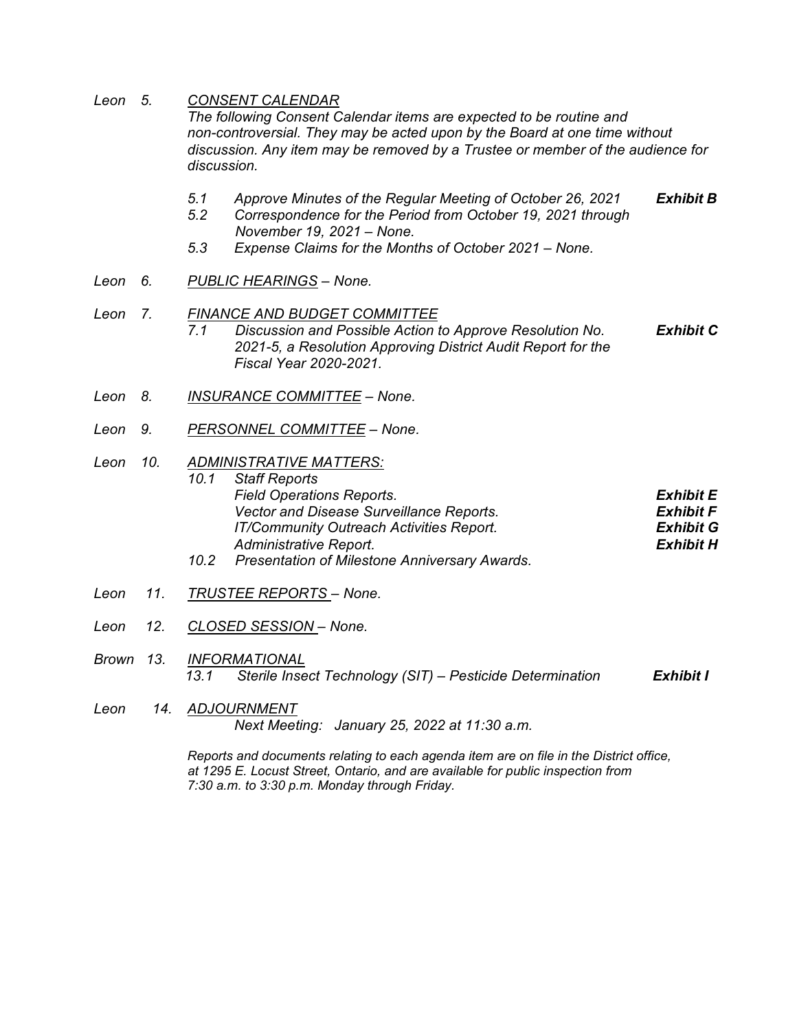*Leon* *5.* ***CONSENT CALENDAR***

*The following Consent Calendar items are expected to be routine and non-controversial. They may be acted upon by the Board at one time without discussion. Any item may be removed by a Trustee or member of the audience for discussion.*

- *5.1 Approve Minutes of the Regular Meeting of October 26, 2021* ***Exhibit B***
- *5.2 Correspondence for the Period from October 19, 2021 through November 19, 2021 – None.*
- *5.3 Expense Claims for the Months of October 2021 – None.*

*Leon* *6.* *PUBLIC HEARINGS – None.*

*Leon* *7.* *FINANCE AND BUDGET COMMITTEE*

- *7.1 Discussion and Possible Action to Approve Resolution No. 2021-5, a Resolution Approving District Audit Report for the Fiscal Year 2020-2021.* ***Exhibit C***

*Leon* *8.* *INSURANCE COMMITTEE – None.*

*Leon* *9.* *PERSONNEL COMMITTEE – None.*

*Leon* *10.* *ADMINISTRATIVE MATTERS:*

- *10.1 Staff Reports*
  - *Field Operations Reports.* ***Exhibit E***
  - *Vector and Disease Surveillance Reports.* ***Exhibit F***
  - *IT/Community Outreach Activities Report.* ***Exhibit G***
  - *Administrative Report.* ***Exhibit H***
- *10.2 Presentation of Milestone Anniversary Awards.*

*Leon* *11.* *TRUSTEE REPORTS – None.*

*Leon* *12.* *CLOSED SESSION – None.*

*Brown* *13.* *INFORMATIONAL*

- *13.1 Sterile Insect Technology (SIT) – Pesticide Determination* ***Exhibit I***

*Leon* *14.* *ADJOURNMENT*

*Next Meeting: January 25, 2022 at 11:30 a.m.*

*Reports and documents relating to each agenda item are on file in the District office, at 1295 E. Locust Street, Ontario, and are available for public inspection from 7:30 a.m. to 3:30 p.m. Monday through Friday.*